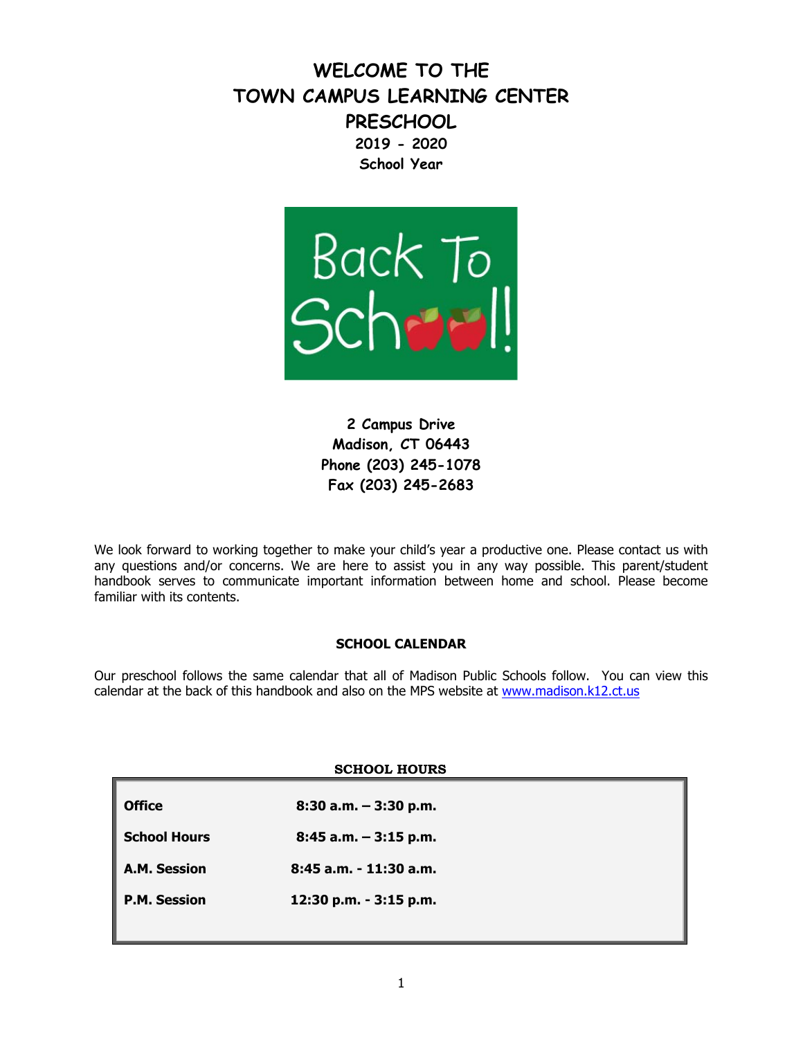# WELCOME TO THE TOWN CAMPUS LEARNING CENTER PRESCHOOL

**2019 - 2020**
**School Year**

**2 Campus Drive**
**Madison, CT 06443**
**Phone (203) 245-1078**
**Fax (203) 245-2683**

We look forward to working together to make your child's year a productive one. Please contact us with any questions and/or concerns. We are here to assist you in any way possible. This parent/student handbook serves to communicate important information between home and school. Please become familiar with its contents.

## SCHOOL CALENDAR

Our preschool follows the same calendar that all of Madison Public Schools follow. You can view this calendar at the back of this handbook and also on the MPS website at www.madison.k12.ct.us

## SCHOOL HOURS

| | |
|---|---|
| **Office** | **8:30 a.m. – 3:30 p.m.** |
| **School Hours** | **8:45 a.m. – 3:15 p.m.** |
| **A.M. Session** | **8:45 a.m. - 11:30 a.m.** |
| **P.M. Session** | **12:30 p.m. - 3:15 p.m.** |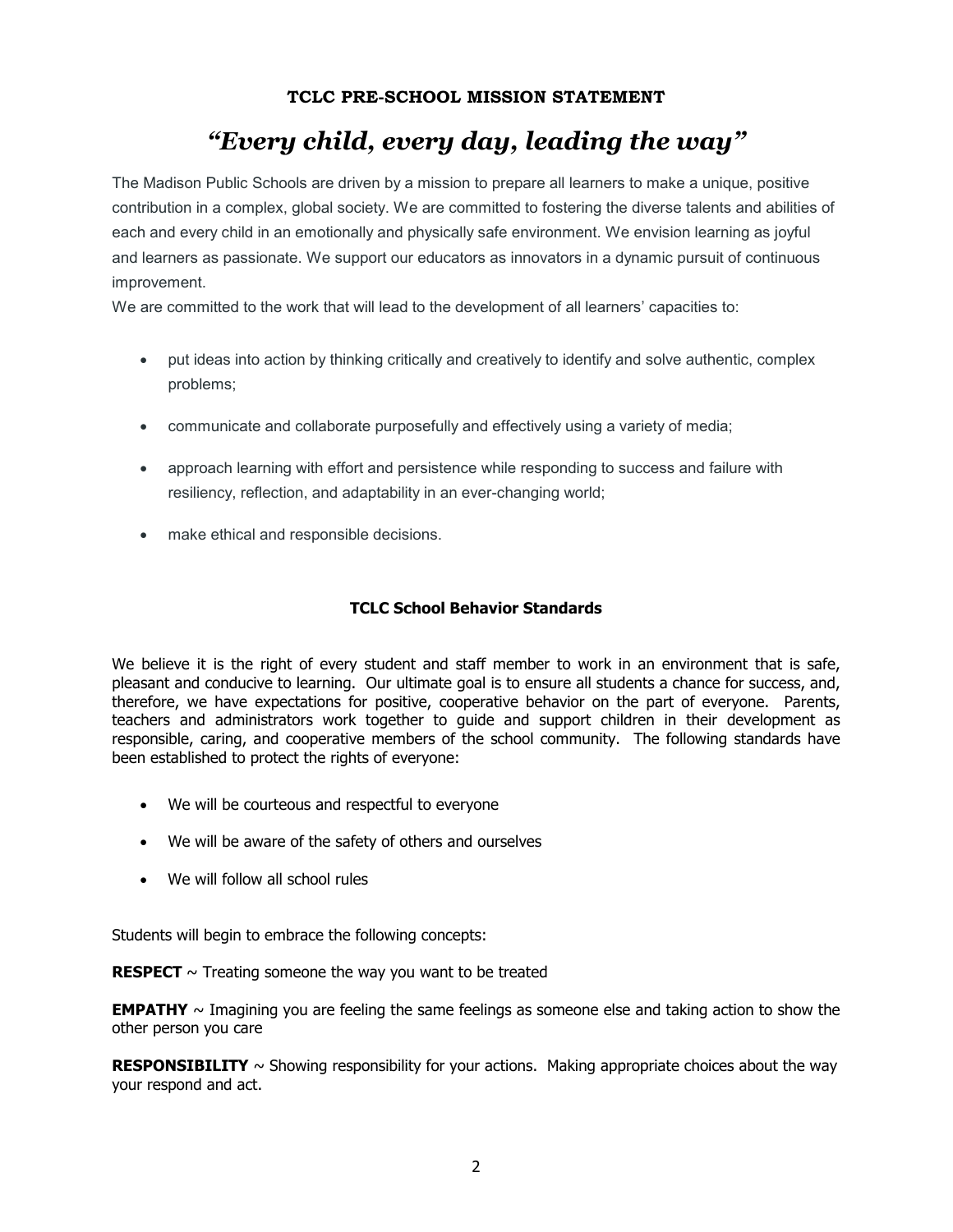## TCLC PRE-SCHOOL MISSION STATEMENT

# *"Every child, every day, leading the way"*

The Madison Public Schools are driven by a mission to prepare all learners to make a unique, positive contribution in a complex, global society. We are committed to fostering the diverse talents and abilities of each and every child in an emotionally and physically safe environment. We envision learning as joyful and learners as passionate. We support our educators as innovators in a dynamic pursuit of continuous improvement.

We are committed to the work that will lead to the development of all learners' capacities to:

- put ideas into action by thinking critically and creatively to identify and solve authentic, complex problems;
- communicate and collaborate purposefully and effectively using a variety of media;
- approach learning with effort and persistence while responding to success and failure with resiliency, reflection, and adaptability in an ever-changing world;
- make ethical and responsible decisions.

## TCLC School Behavior Standards

We believe it is the right of every student and staff member to work in an environment that is safe, pleasant and conducive to learning. Our ultimate goal is to ensure all students a chance for success, and, therefore, we have expectations for positive, cooperative behavior on the part of everyone. Parents, teachers and administrators work together to guide and support children in their development as responsible, caring, and cooperative members of the school community. The following standards have been established to protect the rights of everyone:

- We will be courteous and respectful to everyone
- We will be aware of the safety of others and ourselves
- We will follow all school rules

Students will begin to embrace the following concepts:

**RESPECT** ~ Treating someone the way you want to be treated

**EMPATHY** ~ Imagining you are feeling the same feelings as someone else and taking action to show the other person you care

**RESPONSIBILITY** ~ Showing responsibility for your actions. Making appropriate choices about the way your respond and act.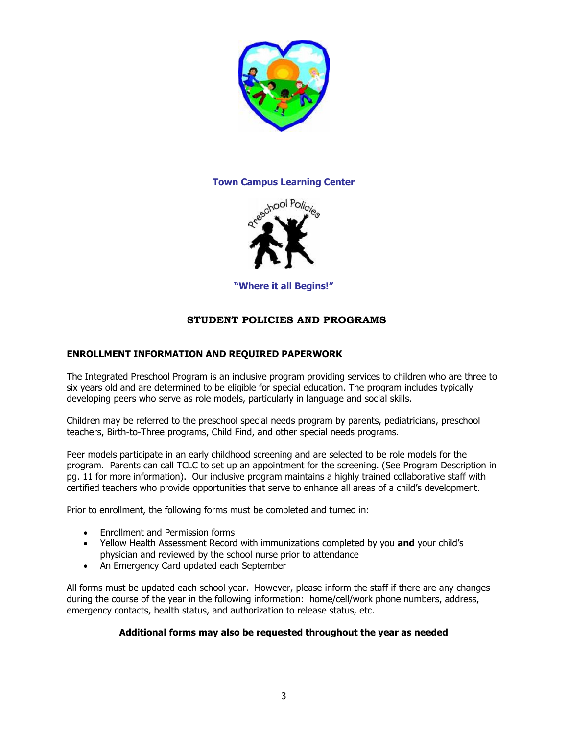**Town Campus Learning Center**

Preschool Policies

**"Where it all Begins!"**

## STUDENT POLICIES AND PROGRAMS

### ENROLLMENT INFORMATION AND REQUIRED PAPERWORK

The Integrated Preschool Program is an inclusive program providing services to children who are three to six years old and are determined to be eligible for special education. The program includes typically developing peers who serve as role models, particularly in language and social skills.

Children may be referred to the preschool special needs program by parents, pediatricians, preschool teachers, Birth-to-Three programs, Child Find, and other special needs programs.

Peer models participate in an early childhood screening and are selected to be role models for the program. Parents can call TCLC to set up an appointment for the screening. (See Program Description in pg. 11 for more information). Our inclusive program maintains a highly trained collaborative staff with certified teachers who provide opportunities that serve to enhance all areas of a child's development.

Prior to enrollment, the following forms must be completed and turned in:

- Enrollment and Permission forms
- Yellow Health Assessment Record with immunizations completed by you **and** your child's physician and reviewed by the school nurse prior to attendance
- An Emergency Card updated each September

All forms must be updated each school year. However, please inform the staff if there are any changes during the course of the year in the following information: home/cell/work phone numbers, address, emergency contacts, health status, and authorization to release status, etc.

**Additional forms may also be requested throughout the year as needed**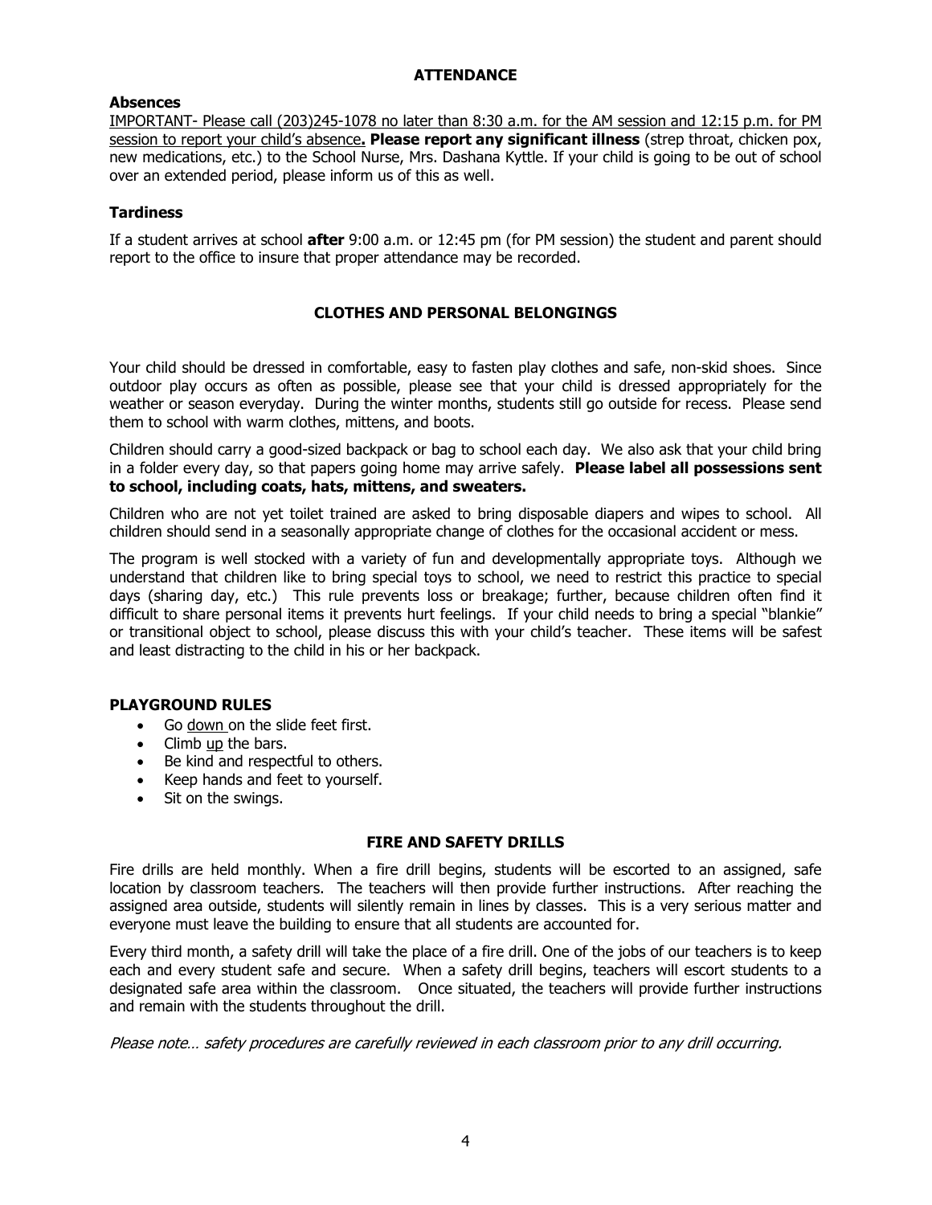## ATTENDANCE

### Absences

IMPORTANT- Please call (203)245-1078 no later than 8:30 a.m. for the AM session and 12:15 p.m. for PM session to report your child's absence**. Please report any significant illness** (strep throat, chicken pox, new medications, etc.) to the School Nurse, Mrs. Dashana Kyttle. If your child is going to be out of school over an extended period, please inform us of this as well.

### Tardiness

If a student arrives at school **after** 9:00 a.m. or 12:45 pm (for PM session) the student and parent should report to the office to insure that proper attendance may be recorded.

## CLOTHES AND PERSONAL BELONGINGS

Your child should be dressed in comfortable, easy to fasten play clothes and safe, non-skid shoes. Since outdoor play occurs as often as possible, please see that your child is dressed appropriately for the weather or season everyday. During the winter months, students still go outside for recess. Please send them to school with warm clothes, mittens, and boots.

Children should carry a good-sized backpack or bag to school each day. We also ask that your child bring in a folder every day, so that papers going home may arrive safely. **Please label all possessions sent to school, including coats, hats, mittens, and sweaters.**

Children who are not yet toilet trained are asked to bring disposable diapers and wipes to school. All children should send in a seasonally appropriate change of clothes for the occasional accident or mess.

The program is well stocked with a variety of fun and developmentally appropriate toys. Although we understand that children like to bring special toys to school, we need to restrict this practice to special days (sharing day, etc.) This rule prevents loss or breakage; further, because children often find it difficult to share personal items it prevents hurt feelings. If your child needs to bring a special "blankie" or transitional object to school, please discuss this with your child's teacher. These items will be safest and least distracting to the child in his or her backpack.

### PLAYGROUND RULES

- Go down on the slide feet first.
- Climb up the bars.
- Be kind and respectful to others.
- Keep hands and feet to yourself.
- Sit on the swings.

## FIRE AND SAFETY DRILLS

Fire drills are held monthly. When a fire drill begins, students will be escorted to an assigned, safe location by classroom teachers. The teachers will then provide further instructions. After reaching the assigned area outside, students will silently remain in lines by classes. This is a very serious matter and everyone must leave the building to ensure that all students are accounted for.

Every third month, a safety drill will take the place of a fire drill. One of the jobs of our teachers is to keep each and every student safe and secure. When a safety drill begins, teachers will escort students to a designated safe area within the classroom. Once situated, the teachers will provide further instructions and remain with the students throughout the drill.

*Please note… safety procedures are carefully reviewed in each classroom prior to any drill occurring.*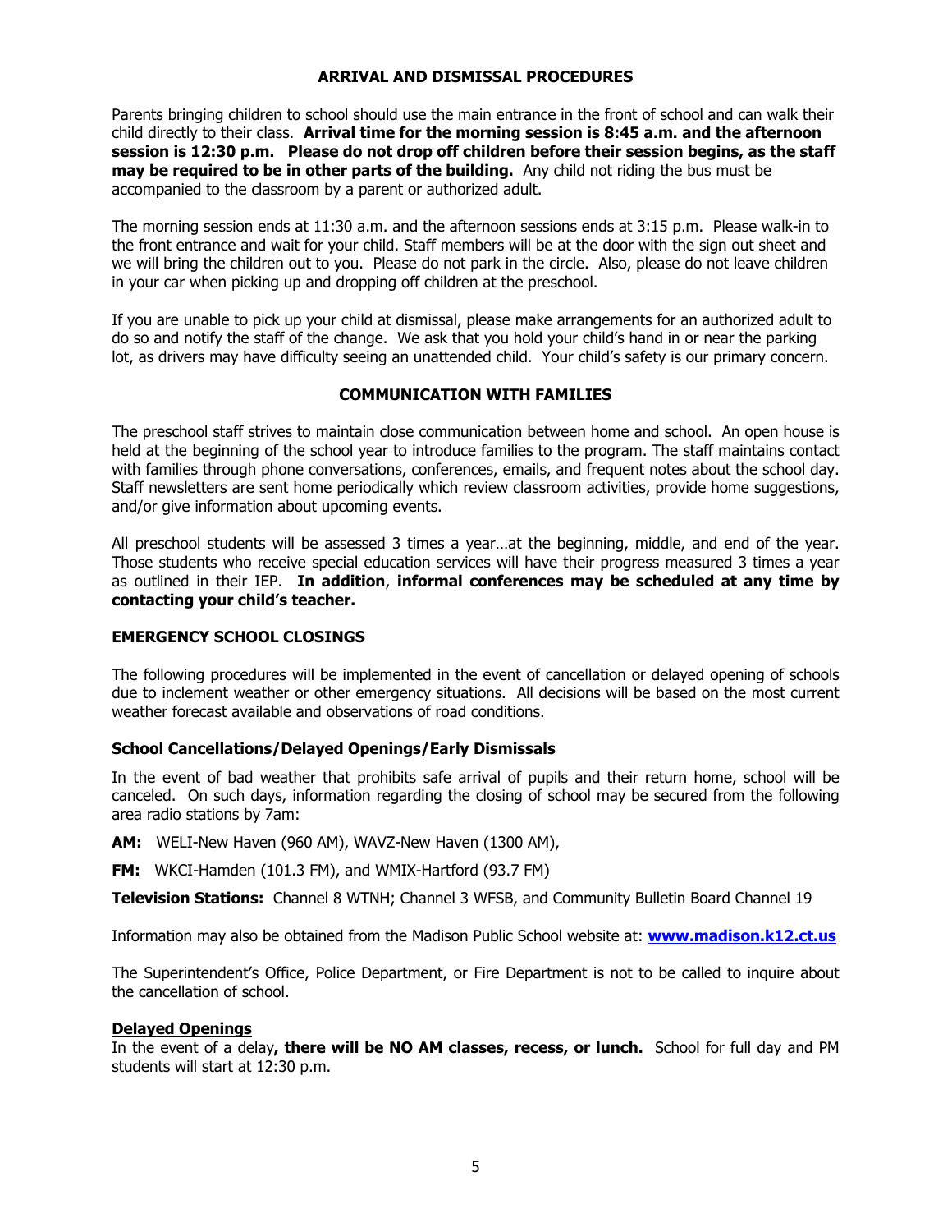## ARRIVAL AND DISMISSAL PROCEDURES

Parents bringing children to school should use the main entrance in the front of school and can walk their child directly to their class. **Arrival time for the morning session is 8:45 a.m. and the afternoon session is 12:30 p.m. Please do not drop off children before their session begins, as the staff may be required to be in other parts of the building.** Any child not riding the bus must be accompanied to the classroom by a parent or authorized adult.

The morning session ends at 11:30 a.m. and the afternoon sessions ends at 3:15 p.m. Please walk-in to the front entrance and wait for your child. Staff members will be at the door with the sign out sheet and we will bring the children out to you. Please do not park in the circle. Also, please do not leave children in your car when picking up and dropping off children at the preschool.

If you are unable to pick up your child at dismissal, please make arrangements for an authorized adult to do so and notify the staff of the change. We ask that you hold your child's hand in or near the parking lot, as drivers may have difficulty seeing an unattended child. Your child's safety is our primary concern.

## COMMUNICATION WITH FAMILIES

The preschool staff strives to maintain close communication between home and school. An open house is held at the beginning of the school year to introduce families to the program. The staff maintains contact with families through phone conversations, conferences, emails, and frequent notes about the school day. Staff newsletters are sent home periodically which review classroom activities, provide home suggestions, and/or give information about upcoming events.

All preschool students will be assessed 3 times a year…at the beginning, middle, and end of the year. Those students who receive special education services will have their progress measured 3 times a year as outlined in their IEP. **In addition**, **informal conferences may be scheduled at any time by contacting your child's teacher.**

## EMERGENCY SCHOOL CLOSINGS

The following procedures will be implemented in the event of cancellation or delayed opening of schools due to inclement weather or other emergency situations. All decisions will be based on the most current weather forecast available and observations of road conditions.

### School Cancellations/Delayed Openings/Early Dismissals

In the event of bad weather that prohibits safe arrival of pupils and their return home, school will be canceled. On such days, information regarding the closing of school may be secured from the following area radio stations by 7am:

**AM:** WELI-New Haven (960 AM), WAVZ-New Haven (1300 AM),

**FM:** WKCI-Hamden (101.3 FM), and WMIX-Hartford (93.7 FM)

**Television Stations:** Channel 8 WTNH; Channel 3 WFSB, and Community Bulletin Board Channel 19

Information may also be obtained from the Madison Public School website at: **www.madison.k12.ct.us**

The Superintendent's Office, Police Department, or Fire Department is not to be called to inquire about the cancellation of school.

### Delayed Openings

In the event of a delay**, there will be NO AM classes, recess, or lunch.** School for full day and PM students will start at 12:30 p.m.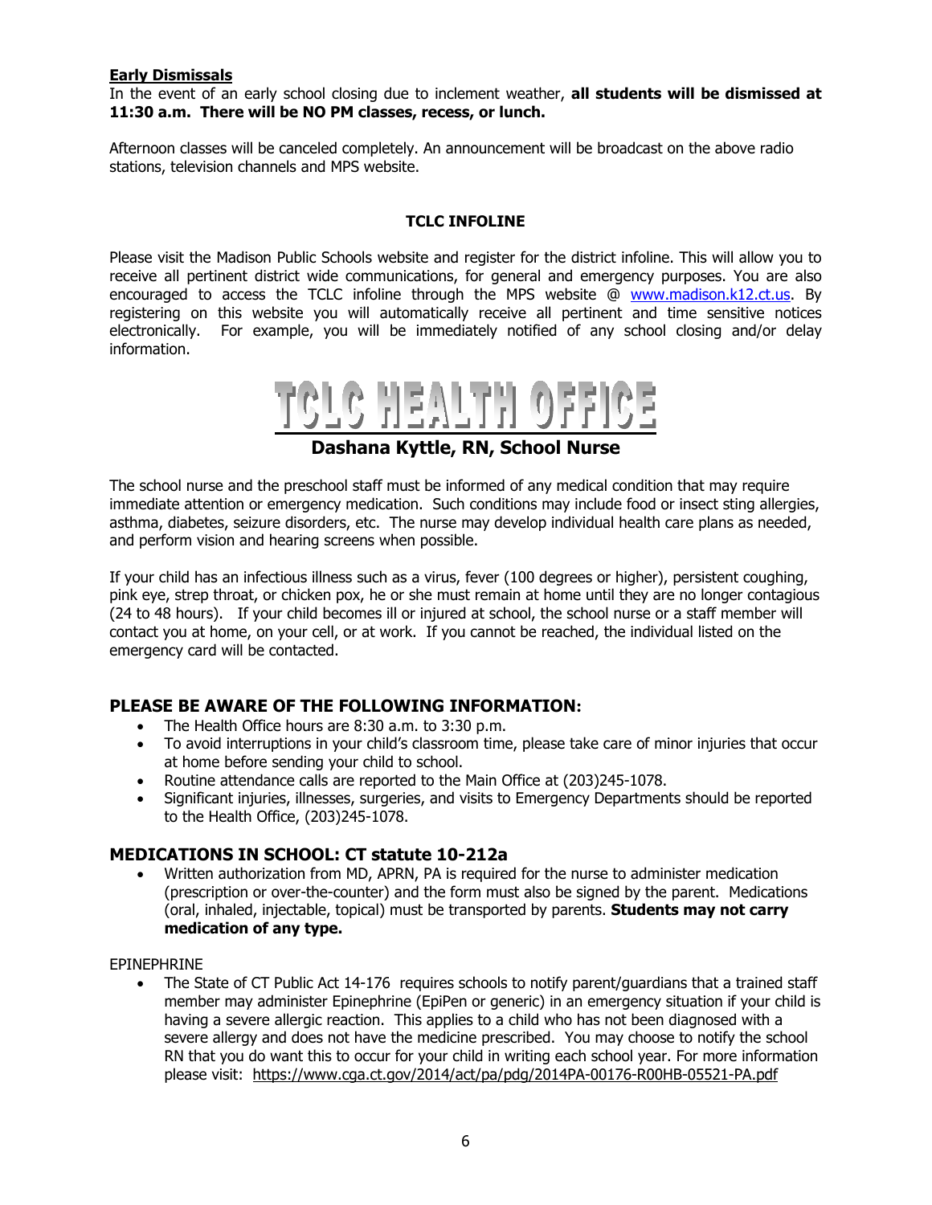**Early Dismissals**

In the event of an early school closing due to inclement weather, **all students will be dismissed at 11:30 a.m. There will be NO PM classes, recess, or lunch.**

Afternoon classes will be canceled completely. An announcement will be broadcast on the above radio stations, television channels and MPS website.

**TCLC INFOLINE**

Please visit the Madison Public Schools website and register for the district infoline. This will allow you to receive all pertinent district wide communications, for general and emergency purposes. You are also encouraged to access the TCLC infoline through the MPS website @ www.madison.k12.ct.us. By registering on this website you will automatically receive all pertinent and time sensitive notices electronically. For example, you will be immediately notified of any school closing and/or delay information.

# TCLC HEALTH OFFICE

## Dashana Kyttle, RN, School Nurse

The school nurse and the preschool staff must be informed of any medical condition that may require immediate attention or emergency medication. Such conditions may include food or insect sting allergies, asthma, diabetes, seizure disorders, etc. The nurse may develop individual health care plans as needed, and perform vision and hearing screens when possible.

If your child has an infectious illness such as a virus, fever (100 degrees or higher), persistent coughing, pink eye, strep throat, or chicken pox, he or she must remain at home until they are no longer contagious (24 to 48 hours). If your child becomes ill or injured at school, the school nurse or a staff member will contact you at home, on your cell, or at work. If you cannot be reached, the individual listed on the emergency card will be contacted.

### PLEASE BE AWARE OF THE FOLLOWING INFORMATION:

- The Health Office hours are 8:30 a.m. to 3:30 p.m.
- To avoid interruptions in your child's classroom time, please take care of minor injuries that occur at home before sending your child to school.
- Routine attendance calls are reported to the Main Office at (203)245-1078.
- Significant injuries, illnesses, surgeries, and visits to Emergency Departments should be reported to the Health Office, (203)245-1078.

### MEDICATIONS IN SCHOOL: CT statute 10-212a

- Written authorization from MD, APRN, PA is required for the nurse to administer medication (prescription or over-the-counter) and the form must also be signed by the parent. Medications (oral, inhaled, injectable, topical) must be transported by parents. **Students may not carry medication of any type.**

EPINEPHRINE

- The State of CT Public Act 14-176 requires schools to notify parent/guardians that a trained staff member may administer Epinephrine (EpiPen or generic) in an emergency situation if your child is having a severe allergic reaction. This applies to a child who has not been diagnosed with a severe allergy and does not have the medicine prescribed. You may choose to notify the school RN that you do want this to occur for your child in writing each school year. For more information please visit: https://www.cga.ct.gov/2014/act/pa/pdg/2014PA-00176-R00HB-05521-PA.pdf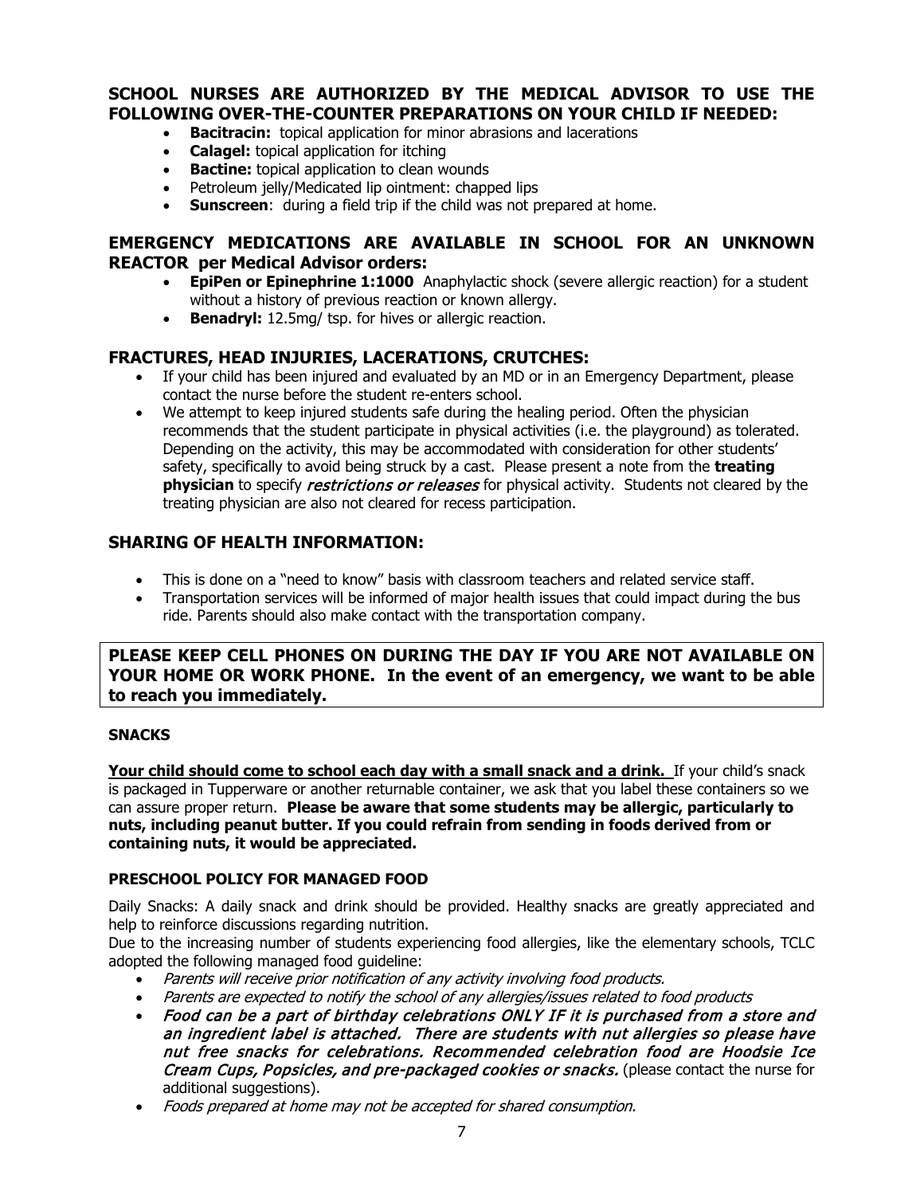## SCHOOL NURSES ARE AUTHORIZED BY THE MEDICAL ADVISOR TO USE THE FOLLOWING OVER-THE-COUNTER PREPARATIONS ON YOUR CHILD IF NEEDED:

- **Bacitracin:** topical application for minor abrasions and lacerations
- **Calagel:** topical application for itching
- **Bactine:** topical application to clean wounds
- Petroleum jelly/Medicated lip ointment: chapped lips
- **Sunscreen**: during a field trip if the child was not prepared at home.

## EMERGENCY MEDICATIONS ARE AVAILABLE IN SCHOOL FOR AN UNKNOWN REACTOR per Medical Advisor orders:

- **EpiPen or Epinephrine 1:1000** Anaphylactic shock (severe allergic reaction) for a student without a history of previous reaction or known allergy.
- **Benadryl:** 12.5mg/ tsp. for hives or allergic reaction.

## FRACTURES, HEAD INJURIES, LACERATIONS, CRUTCHES:

- If your child has been injured and evaluated by an MD or in an Emergency Department, please contact the nurse before the student re-enters school.
- We attempt to keep injured students safe during the healing period. Often the physician recommends that the student participate in physical activities (i.e. the playground) as tolerated. Depending on the activity, this may be accommodated with consideration for other students' safety, specifically to avoid being struck by a cast. Please present a note from the **treating physician** to specify *restrictions or releases* for physical activity. Students not cleared by the treating physician are also not cleared for recess participation.

## SHARING OF HEALTH INFORMATION:

- This is done on a "need to know" basis with classroom teachers and related service staff.
- Transportation services will be informed of major health issues that could impact during the bus ride. Parents should also make contact with the transportation company.

**PLEASE KEEP CELL PHONES ON DURING THE DAY IF YOU ARE NOT AVAILABLE ON YOUR HOME OR WORK PHONE. In the event of an emergency, we want to be able to reach you immediately.**

### SNACKS

**Your child should come to school each day with a small snack and a drink.** If your child's snack is packaged in Tupperware or another returnable container, we ask that you label these containers so we can assure proper return. **Please be aware that some students may be allergic, particularly to nuts, including peanut butter. If you could refrain from sending in foods derived from or containing nuts, it would be appreciated.**

### PRESCHOOL POLICY FOR MANAGED FOOD

Daily Snacks: A daily snack and drink should be provided. Healthy snacks are greatly appreciated and help to reinforce discussions regarding nutrition.

Due to the increasing number of students experiencing food allergies, like the elementary schools, TCLC adopted the following managed food guideline:

- *Parents will receive prior notification of any activity involving food products.*
- *Parents are expected to notify the school of any allergies/issues related to food products*
- ***Food can be a part of birthday celebrations ONLY IF it is purchased from a store and an ingredient label is attached. There are students with nut allergies so please have nut free snacks for celebrations. Recommended celebration food are Hoodsie Ice Cream Cups, Popsicles, and pre-packaged cookies or snacks.*** (please contact the nurse for additional suggestions).
- *Foods prepared at home may not be accepted for shared consumption.*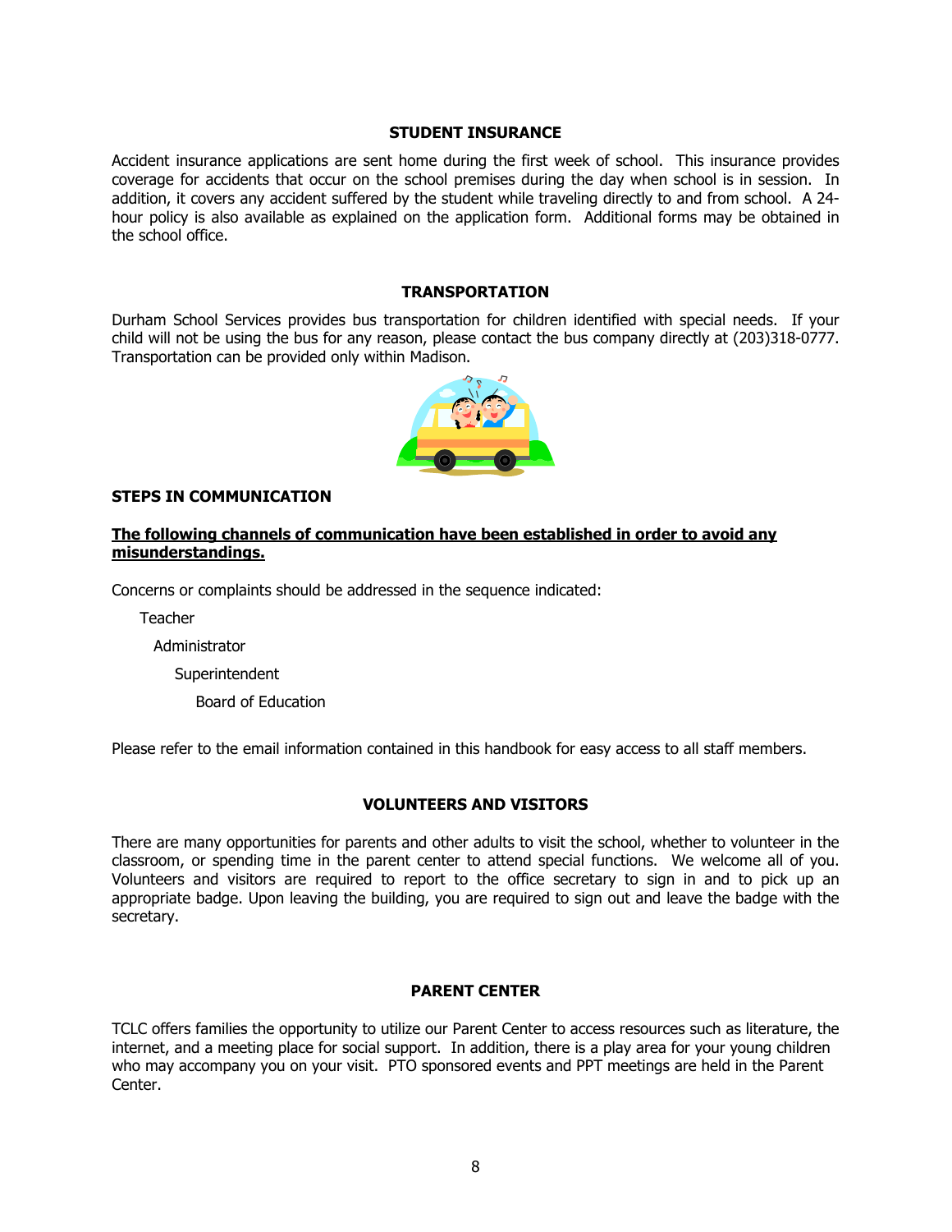## STUDENT INSURANCE

Accident insurance applications are sent home during the first week of school. This insurance provides coverage for accidents that occur on the school premises during the day when school is in session. In addition, it covers any accident suffered by the student while traveling directly to and from school. A 24-hour policy is also available as explained on the application form. Additional forms may be obtained in the school office.

## TRANSPORTATION

Durham School Services provides bus transportation for children identified with special needs. If your child will not be using the bus for any reason, please contact the bus company directly at (203)318-0777. Transportation can be provided only within Madison.

## STEPS IN COMMUNICATION

**The following channels of communication have been established in order to avoid any misunderstandings.**

Concerns or complaints should be addressed in the sequence indicated:

- Teacher
  - Administrator
    - Superintendent
      - Board of Education

Please refer to the email information contained in this handbook for easy access to all staff members.

## VOLUNTEERS AND VISITORS

There are many opportunities for parents and other adults to visit the school, whether to volunteer in the classroom, or spending time in the parent center to attend special functions. We welcome all of you. Volunteers and visitors are required to report to the office secretary to sign in and to pick up an appropriate badge. Upon leaving the building, you are required to sign out and leave the badge with the secretary.

## PARENT CENTER

TCLC offers families the opportunity to utilize our Parent Center to access resources such as literature, the internet, and a meeting place for social support. In addition, there is a play area for your young children who may accompany you on your visit. PTO sponsored events and PPT meetings are held in the Parent Center.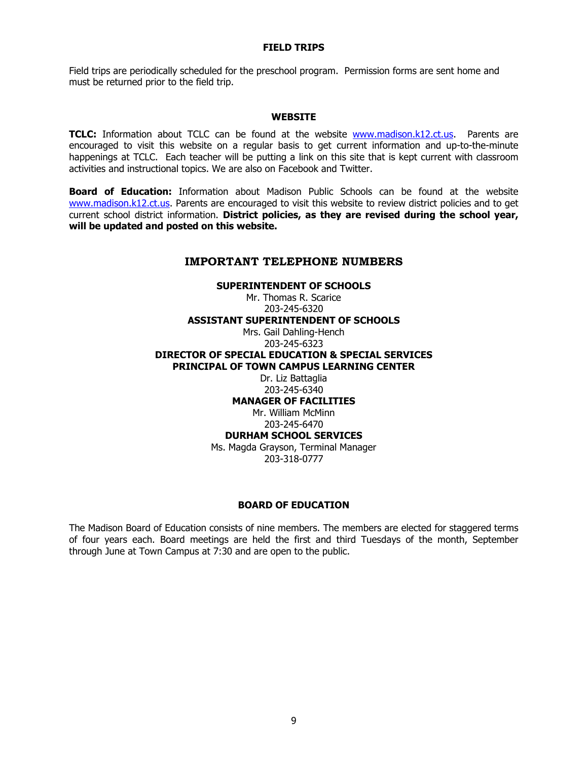## FIELD TRIPS

Field trips are periodically scheduled for the preschool program. Permission forms are sent home and must be returned prior to the field trip.

## WEBSITE

**TCLC:** Information about TCLC can be found at the website www.madison.k12.ct.us. Parents are encouraged to visit this website on a regular basis to get current information and up-to-the-minute happenings at TCLC. Each teacher will be putting a link on this site that is kept current with classroom activities and instructional topics. We are also on Facebook and Twitter.

**Board of Education:** Information about Madison Public Schools can be found at the website www.madison.k12.ct.us. Parents are encouraged to visit this website to review district policies and to get current school district information. **District policies, as they are revised during the school year, will be updated and posted on this website.**

## IMPORTANT TELEPHONE NUMBERS

**SUPERINTENDENT OF SCHOOLS**
Mr. Thomas R. Scarice
203-245-6320

**ASSISTANT SUPERINTENDENT OF SCHOOLS**
Mrs. Gail Dahling-Hench
203-245-6323

**DIRECTOR OF SPECIAL EDUCATION & SPECIAL SERVICES**
**PRINCIPAL OF TOWN CAMPUS LEARNING CENTER**
Dr. Liz Battaglia
203-245-6340

**MANAGER OF FACILITIES**
Mr. William McMinn
203-245-6470

**DURHAM SCHOOL SERVICES**
Ms. Magda Grayson, Terminal Manager
203-318-0777

## BOARD OF EDUCATION

The Madison Board of Education consists of nine members. The members are elected for staggered terms of four years each. Board meetings are held the first and third Tuesdays of the month, September through June at Town Campus at 7:30 and are open to the public.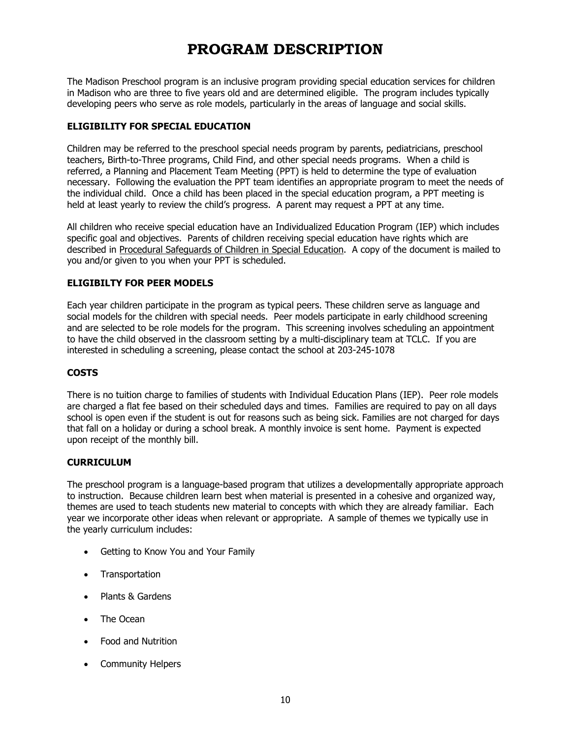# PROGRAM DESCRIPTION

The Madison Preschool program is an inclusive program providing special education services for children in Madison who are three to five years old and are determined eligible. The program includes typically developing peers who serve as role models, particularly in the areas of language and social skills.

### ELIGIBILITY FOR SPECIAL EDUCATION

Children may be referred to the preschool special needs program by parents, pediatricians, preschool teachers, Birth-to-Three programs, Child Find, and other special needs programs. When a child is referred, a Planning and Placement Team Meeting (PPT) is held to determine the type of evaluation necessary. Following the evaluation the PPT team identifies an appropriate program to meet the needs of the individual child. Once a child has been placed in the special education program, a PPT meeting is held at least yearly to review the child's progress. A parent may request a PPT at any time.

All children who receive special education have an Individualized Education Program (IEP) which includes specific goal and objectives. Parents of children receiving special education have rights which are described in <u>Procedural Safeguards of Children in Special Education</u>. A copy of the document is mailed to you and/or given to you when your PPT is scheduled.

### ELIGIBILTY FOR PEER MODELS

Each year children participate in the program as typical peers. These children serve as language and social models for the children with special needs. Peer models participate in early childhood screening and are selected to be role models for the program. This screening involves scheduling an appointment to have the child observed in the classroom setting by a multi-disciplinary team at TCLC. If you are interested in scheduling a screening, please contact the school at 203-245-1078

### COSTS

There is no tuition charge to families of students with Individual Education Plans (IEP). Peer role models are charged a flat fee based on their scheduled days and times. Families are required to pay on all days school is open even if the student is out for reasons such as being sick. Families are not charged for days that fall on a holiday or during a school break. A monthly invoice is sent home. Payment is expected upon receipt of the monthly bill.

### CURRICULUM

The preschool program is a language-based program that utilizes a developmentally appropriate approach to instruction. Because children learn best when material is presented in a cohesive and organized way, themes are used to teach students new material to concepts with which they are already familiar. Each year we incorporate other ideas when relevant or appropriate. A sample of themes we typically use in the yearly curriculum includes:

- Getting to Know You and Your Family
- Transportation
- Plants & Gardens
- The Ocean
- Food and Nutrition
- Community Helpers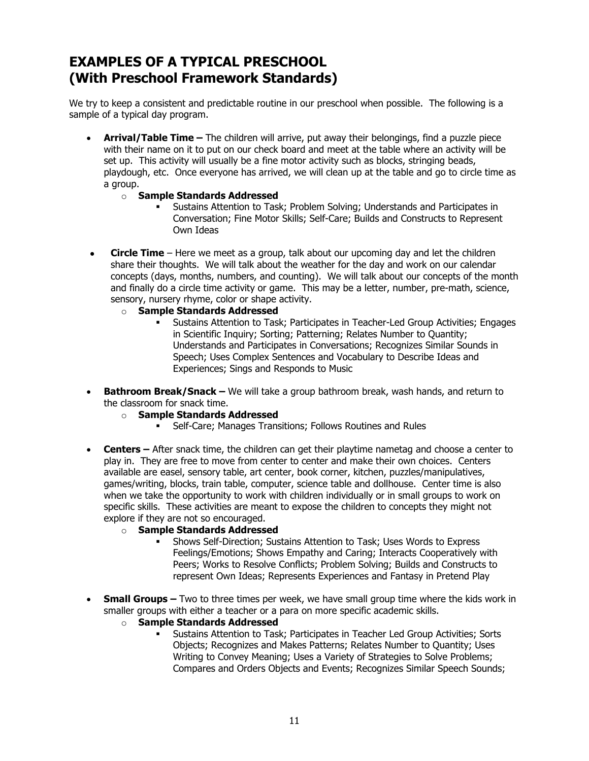# EXAMPLES OF A TYPICAL PRESCHOOL (With Preschool Framework Standards)

We try to keep a consistent and predictable routine in our preschool when possible. The following is a sample of a typical day program.

- **Arrival/Table Time –** The children will arrive, put away their belongings, find a puzzle piece with their name on it to put on our check board and meet at the table where an activity will be set up. This activity will usually be a fine motor activity such as blocks, stringing beads, playdough, etc. Once everyone has arrived, we will clean up at the table and go to circle time as a group.
  - **Sample Standards Addressed**
    - Sustains Attention to Task; Problem Solving; Understands and Participates in Conversation; Fine Motor Skills; Self-Care; Builds and Constructs to Represent Own Ideas

- **Circle Time** – Here we meet as a group, talk about our upcoming day and let the children share their thoughts. We will talk about the weather for the day and work on our calendar concepts (days, months, numbers, and counting). We will talk about our concepts of the month and finally do a circle time activity or game. This may be a letter, number, pre-math, science, sensory, nursery rhyme, color or shape activity.
  - **Sample Standards Addressed**
    - Sustains Attention to Task; Participates in Teacher-Led Group Activities; Engages in Scientific Inquiry; Sorting; Patterning; Relates Number to Quantity; Understands and Participates in Conversations; Recognizes Similar Sounds in Speech; Uses Complex Sentences and Vocabulary to Describe Ideas and Experiences; Sings and Responds to Music

- **Bathroom Break/Snack –** We will take a group bathroom break, wash hands, and return to the classroom for snack time.
  - **Sample Standards Addressed**
    - Self-Care; Manages Transitions; Follows Routines and Rules

- **Centers –** After snack time, the children can get their playtime nametag and choose a center to play in. They are free to move from center to center and make their own choices. Centers available are easel, sensory table, art center, book corner, kitchen, puzzles/manipulatives, games/writing, blocks, train table, computer, science table and dollhouse. Center time is also when we take the opportunity to work with children individually or in small groups to work on specific skills. These activities are meant to expose the children to concepts they might not explore if they are not so encouraged.
  - **Sample Standards Addressed**
    - Shows Self-Direction; Sustains Attention to Task; Uses Words to Express Feelings/Emotions; Shows Empathy and Caring; Interacts Cooperatively with Peers; Works to Resolve Conflicts; Problem Solving; Builds and Constructs to represent Own Ideas; Represents Experiences and Fantasy in Pretend Play

- **Small Groups –** Two to three times per week, we have small group time where the kids work in smaller groups with either a teacher or a para on more specific academic skills.
  - **Sample Standards Addressed**
    - Sustains Attention to Task; Participates in Teacher Led Group Activities; Sorts Objects; Recognizes and Makes Patterns; Relates Number to Quantity; Uses Writing to Convey Meaning; Uses a Variety of Strategies to Solve Problems; Compares and Orders Objects and Events; Recognizes Similar Speech Sounds;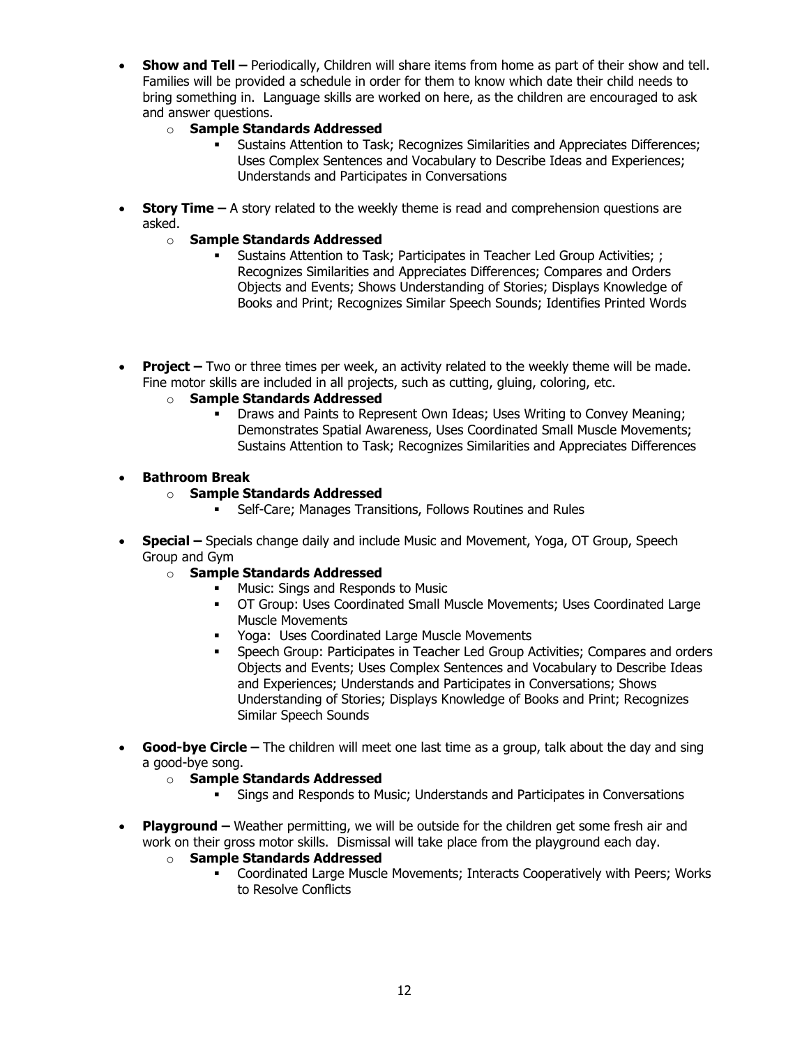- **Show and Tell –** Periodically, Children will share items from home as part of their show and tell. Families will be provided a schedule in order for them to know which date their child needs to bring something in. Language skills are worked on here, as the children are encouraged to ask and answer questions.
  - **Sample Standards Addressed**
    - Sustains Attention to Task; Recognizes Similarities and Appreciates Differences; Uses Complex Sentences and Vocabulary to Describe Ideas and Experiences; Understands and Participates in Conversations

- **Story Time –** A story related to the weekly theme is read and comprehension questions are asked.
  - **Sample Standards Addressed**
    - Sustains Attention to Task; Participates in Teacher Led Group Activities; ; Recognizes Similarities and Appreciates Differences; Compares and Orders Objects and Events; Shows Understanding of Stories; Displays Knowledge of Books and Print; Recognizes Similar Speech Sounds; Identifies Printed Words

- **Project –** Two or three times per week, an activity related to the weekly theme will be made. Fine motor skills are included in all projects, such as cutting, gluing, coloring, etc.
  - **Sample Standards Addressed**
    - Draws and Paints to Represent Own Ideas; Uses Writing to Convey Meaning; Demonstrates Spatial Awareness, Uses Coordinated Small Muscle Movements; Sustains Attention to Task; Recognizes Similarities and Appreciates Differences

- **Bathroom Break**
  - **Sample Standards Addressed**
    - Self-Care; Manages Transitions, Follows Routines and Rules

- **Special –** Specials change daily and include Music and Movement, Yoga, OT Group, Speech Group and Gym
  - **Sample Standards Addressed**
    - Music: Sings and Responds to Music
    - OT Group: Uses Coordinated Small Muscle Movements; Uses Coordinated Large Muscle Movements
    - Yoga: Uses Coordinated Large Muscle Movements
    - Speech Group: Participates in Teacher Led Group Activities; Compares and orders Objects and Events; Uses Complex Sentences and Vocabulary to Describe Ideas and Experiences; Understands and Participates in Conversations; Shows Understanding of Stories; Displays Knowledge of Books and Print; Recognizes Similar Speech Sounds

- **Good-bye Circle –** The children will meet one last time as a group, talk about the day and sing a good-bye song.
  - **Sample Standards Addressed**
    - Sings and Responds to Music; Understands and Participates in Conversations

- **Playground –** Weather permitting, we will be outside for the children get some fresh air and work on their gross motor skills. Dismissal will take place from the playground each day.
  - **Sample Standards Addressed**
    - Coordinated Large Muscle Movements; Interacts Cooperatively with Peers; Works to Resolve Conflicts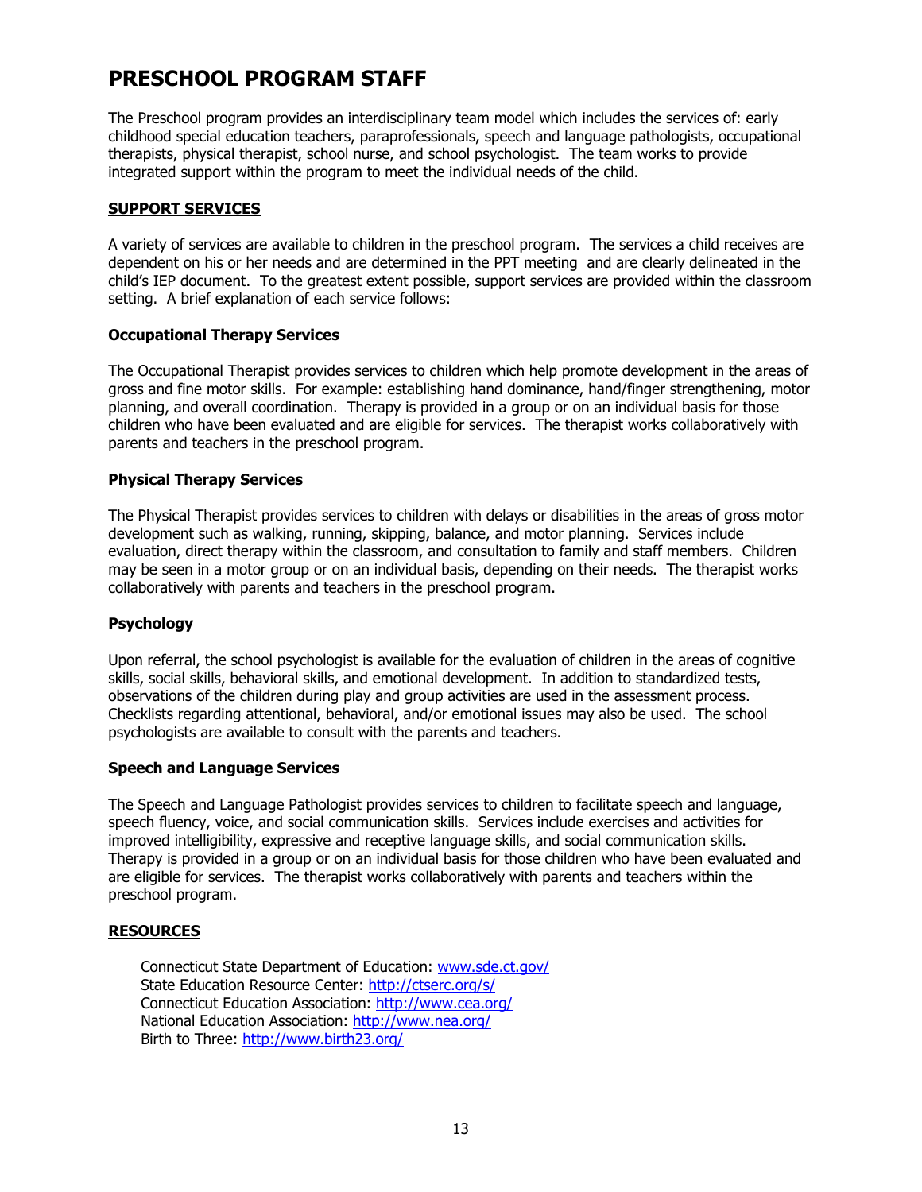# PRESCHOOL PROGRAM STAFF

The Preschool program provides an interdisciplinary team model which includes the services of: early childhood special education teachers, paraprofessionals, speech and language pathologists, occupational therapists, physical therapist, school nurse, and school psychologist. The team works to provide integrated support within the program to meet the individual needs of the child.

## SUPPORT SERVICES

A variety of services are available to children in the preschool program. The services a child receives are dependent on his or her needs and are determined in the PPT meeting and are clearly delineated in the child's IEP document. To the greatest extent possible, support services are provided within the classroom setting. A brief explanation of each service follows:

### Occupational Therapy Services

The Occupational Therapist provides services to children which help promote development in the areas of gross and fine motor skills. For example: establishing hand dominance, hand/finger strengthening, motor planning, and overall coordination. Therapy is provided in a group or on an individual basis for those children who have been evaluated and are eligible for services. The therapist works collaboratively with parents and teachers in the preschool program.

### Physical Therapy Services

The Physical Therapist provides services to children with delays or disabilities in the areas of gross motor development such as walking, running, skipping, balance, and motor planning. Services include evaluation, direct therapy within the classroom, and consultation to family and staff members. Children may be seen in a motor group or on an individual basis, depending on their needs. The therapist works collaboratively with parents and teachers in the preschool program.

### Psychology

Upon referral, the school psychologist is available for the evaluation of children in the areas of cognitive skills, social skills, behavioral skills, and emotional development. In addition to standardized tests, observations of the children during play and group activities are used in the assessment process. Checklists regarding attentional, behavioral, and/or emotional issues may also be used. The school psychologists are available to consult with the parents and teachers.

### Speech and Language Services

The Speech and Language Pathologist provides services to children to facilitate speech and language, speech fluency, voice, and social communication skills. Services include exercises and activities for improved intelligibility, expressive and receptive language skills, and social communication skills. Therapy is provided in a group or on an individual basis for those children who have been evaluated and are eligible for services. The therapist works collaboratively with parents and teachers within the preschool program.

## RESOURCES

Connecticut State Department of Education: www.sde.ct.gov/
State Education Resource Center: http://ctserc.org/s/
Connecticut Education Association: http://www.cea.org/
National Education Association: http://www.nea.org/
Birth to Three: http://www.birth23.org/